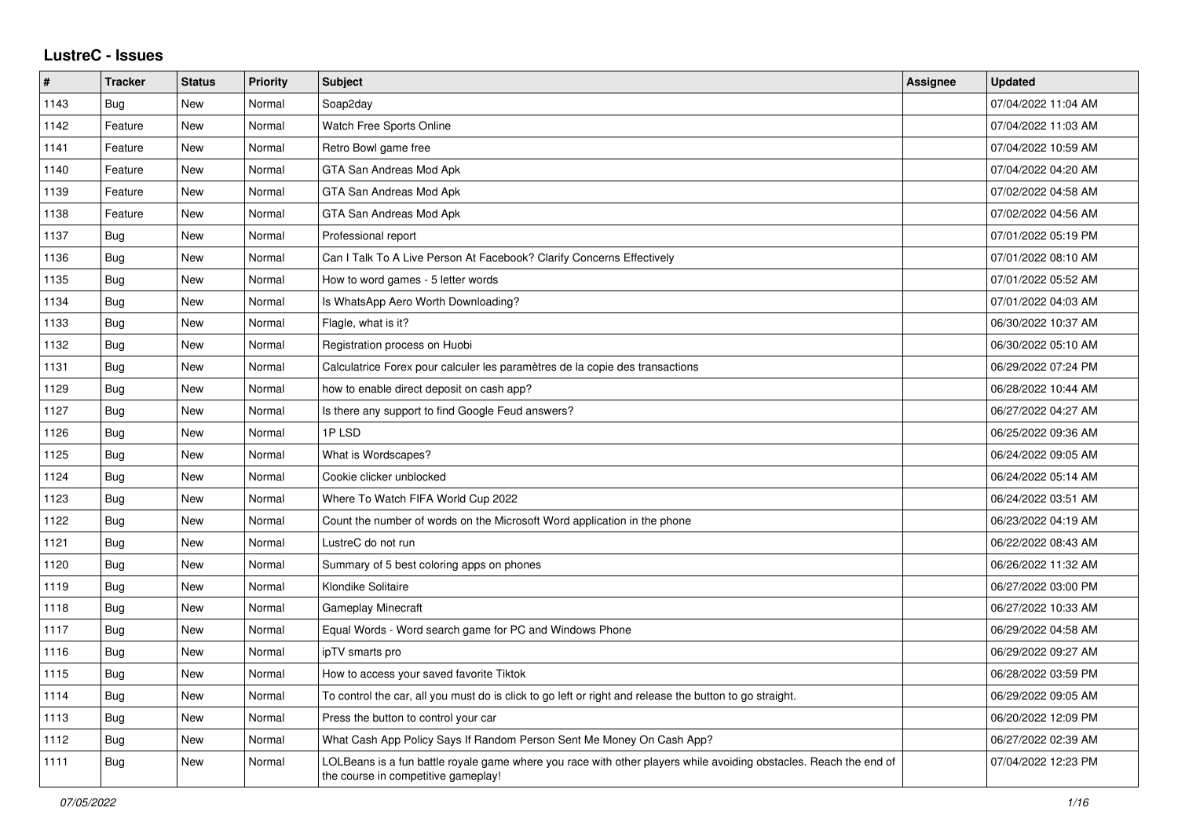# LustreC - Issues

| # | Tracker | Status | Priority | Subject | Assignee | Updated |
|---|---|---|---|---|---|---|
| 1143 | Bug | New | Normal | Soap2day | | 07/04/2022 11:04 AM |
| 1142 | Feature | New | Normal | Watch Free Sports Online | | 07/04/2022 11:03 AM |
| 1141 | Feature | New | Normal | Retro Bowl game free | | 07/04/2022 10:59 AM |
| 1140 | Feature | New | Normal | GTA San Andreas Mod Apk | | 07/04/2022 04:20 AM |
| 1139 | Feature | New | Normal | GTA San Andreas Mod Apk | | 07/02/2022 04:58 AM |
| 1138 | Feature | New | Normal | GTA San Andreas Mod Apk | | 07/02/2022 04:56 AM |
| 1137 | Bug | New | Normal | Professional report | | 07/01/2022 05:19 PM |
| 1136 | Bug | New | Normal | Can I Talk To A Live Person At Facebook? Clarify Concerns Effectively | | 07/01/2022 08:10 AM |
| 1135 | Bug | New | Normal | How to word games - 5 letter words | | 07/01/2022 05:52 AM |
| 1134 | Bug | New | Normal | Is WhatsApp Aero Worth Downloading? | | 07/01/2022 04:03 AM |
| 1133 | Bug | New | Normal | Flagle, what is it? | | 06/30/2022 10:37 AM |
| 1132 | Bug | New | Normal | Registration process on Huobi | | 06/30/2022 05:10 AM |
| 1131 | Bug | New | Normal | Calculatrice Forex pour calculer les paramètres de la copie des transactions | | 06/29/2022 07:24 PM |
| 1129 | Bug | New | Normal | how to enable direct deposit on cash app? | | 06/28/2022 10:44 AM |
| 1127 | Bug | New | Normal | Is there any support to find Google Feud answers? | | 06/27/2022 04:27 AM |
| 1126 | Bug | New | Normal | 1P LSD | | 06/25/2022 09:36 AM |
| 1125 | Bug | New | Normal | What is Wordscapes? | | 06/24/2022 09:05 AM |
| 1124 | Bug | New | Normal | Cookie clicker unblocked | | 06/24/2022 05:14 AM |
| 1123 | Bug | New | Normal | Where To Watch FIFA World Cup 2022 | | 06/24/2022 03:51 AM |
| 1122 | Bug | New | Normal | Count the number of words on the Microsoft Word application in the phone | | 06/23/2022 04:19 AM |
| 1121 | Bug | New | Normal | LustreC do not run | | 06/22/2022 08:43 AM |
| 1120 | Bug | New | Normal | Summary of 5 best coloring apps on phones | | 06/26/2022 11:32 AM |
| 1119 | Bug | New | Normal | Klondike Solitaire | | 06/27/2022 03:00 PM |
| 1118 | Bug | New | Normal | Gameplay Minecraft | | 06/27/2022 10:33 AM |
| 1117 | Bug | New | Normal | Equal Words - Word search game for PC and Windows Phone | | 06/29/2022 04:58 AM |
| 1116 | Bug | New | Normal | ipTV smarts pro | | 06/29/2022 09:27 AM |
| 1115 | Bug | New | Normal | How to access your saved favorite Tiktok | | 06/28/2022 03:59 PM |
| 1114 | Bug | New | Normal | To control the car, all you must do is click to go left or right and release the button to go straight. | | 06/29/2022 09:05 AM |
| 1113 | Bug | New | Normal | Press the button to control your car | | 06/20/2022 12:09 PM |
| 1112 | Bug | New | Normal | What Cash App Policy Says If Random Person Sent Me Money On Cash App? | | 06/27/2022 02:39 AM |
| 1111 | Bug | New | Normal | LOLBeans is a fun battle royale game where you race with other players while avoiding obstacles. Reach the end of the course in competitive gameplay! | | 07/04/2022 12:23 PM |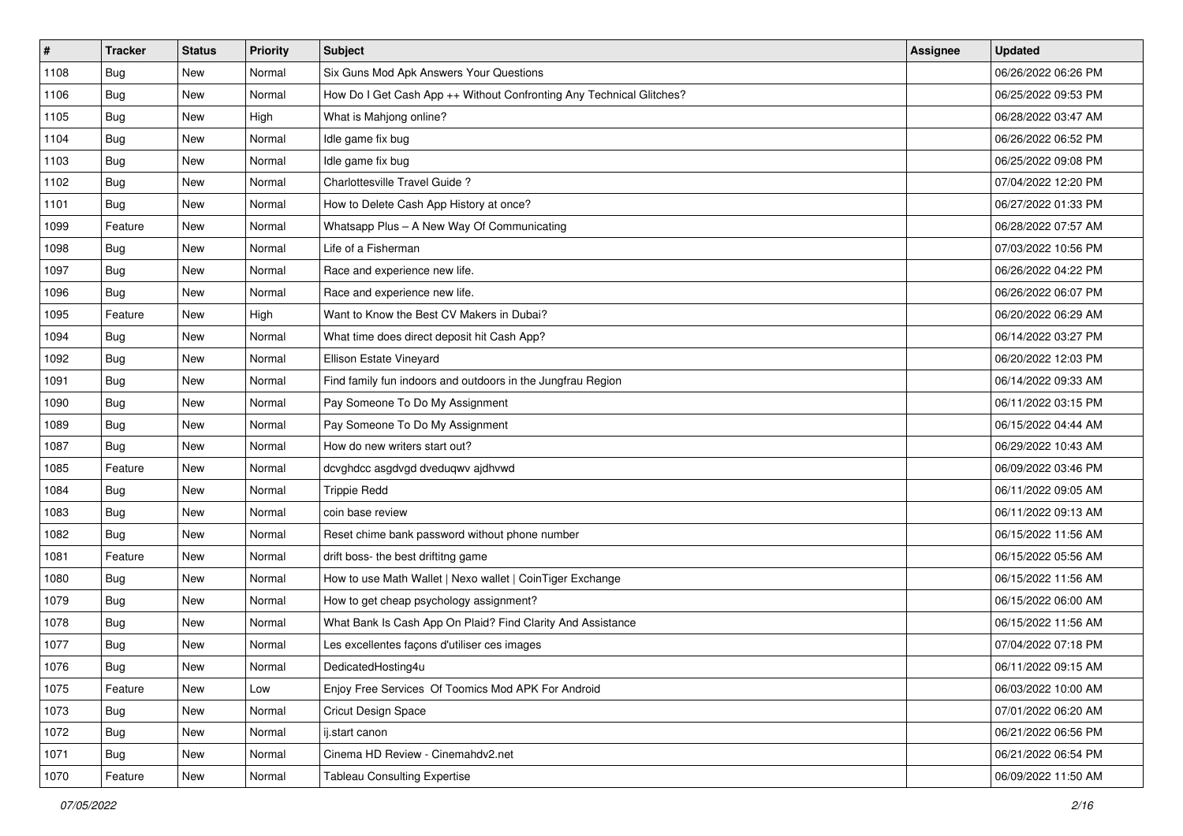| # | Tracker | Status | Priority | Subject | Assignee | Updated |
|---|---|---|---|---|---|---|
| 1108 | Bug | New | Normal | Six Guns Mod Apk Answers Your Questions | | 06/26/2022 06:26 PM |
| 1106 | Bug | New | Normal | How Do I Get Cash App ++ Without Confronting Any Technical Glitches? | | 06/25/2022 09:53 PM |
| 1105 | Bug | New | High | What is Mahjong online? | | 06/28/2022 03:47 AM |
| 1104 | Bug | New | Normal | Idle game fix bug | | 06/26/2022 06:52 PM |
| 1103 | Bug | New | Normal | Idle game fix bug | | 06/25/2022 09:08 PM |
| 1102 | Bug | New | Normal | Charlottesville Travel Guide ? | | 07/04/2022 12:20 PM |
| 1101 | Bug | New | Normal | How to Delete Cash App History at once? | | 06/27/2022 01:33 PM |
| 1099 | Feature | New | Normal | Whatsapp Plus – A New Way Of Communicating | | 06/28/2022 07:57 AM |
| 1098 | Bug | New | Normal | Life of a Fisherman | | 07/03/2022 10:56 PM |
| 1097 | Bug | New | Normal | Race and experience new life. | | 06/26/2022 04:22 PM |
| 1096 | Bug | New | Normal | Race and experience new life. | | 06/26/2022 06:07 PM |
| 1095 | Feature | New | High | Want to Know the Best CV Makers in Dubai? | | 06/20/2022 06:29 AM |
| 1094 | Bug | New | Normal | What time does direct deposit hit Cash App? | | 06/14/2022 03:27 PM |
| 1092 | Bug | New | Normal | Ellison Estate Vineyard | | 06/20/2022 12:03 PM |
| 1091 | Bug | New | Normal | Find family fun indoors and outdoors in the Jungfrau Region | | 06/14/2022 09:33 AM |
| 1090 | Bug | New | Normal | Pay Someone To Do My Assignment | | 06/11/2022 03:15 PM |
| 1089 | Bug | New | Normal | Pay Someone To Do My Assignment | | 06/15/2022 04:44 AM |
| 1087 | Bug | New | Normal | How do new writers start out? | | 06/29/2022 10:43 AM |
| 1085 | Feature | New | Normal | dcvghdcc asgdvgd dveduqwv ajdhvwd | | 06/09/2022 03:46 PM |
| 1084 | Bug | New | Normal | Trippie Redd | | 06/11/2022 09:05 AM |
| 1083 | Bug | New | Normal | coin base review | | 06/11/2022 09:13 AM |
| 1082 | Bug | New | Normal | Reset chime bank password without phone number | | 06/15/2022 11:56 AM |
| 1081 | Feature | New | Normal | drift boss- the best driftitng game | | 06/15/2022 05:56 AM |
| 1080 | Bug | New | Normal | How to use Math Wallet \| Nexo wallet \| CoinTiger Exchange | | 06/15/2022 11:56 AM |
| 1079 | Bug | New | Normal | How to get cheap psychology assignment? | | 06/15/2022 06:00 AM |
| 1078 | Bug | New | Normal | What Bank Is Cash App On Plaid? Find Clarity And Assistance | | 06/15/2022 11:56 AM |
| 1077 | Bug | New | Normal | Les excellentes façons d'utiliser ces images | | 07/04/2022 07:18 PM |
| 1076 | Bug | New | Normal | DedicatedHosting4u | | 06/11/2022 09:15 AM |
| 1075 | Feature | New | Low | Enjoy Free Services Of Toomics Mod APK For Android | | 06/03/2022 10:00 AM |
| 1073 | Bug | New | Normal | Cricut Design Space | | 07/01/2022 06:20 AM |
| 1072 | Bug | New | Normal | ij.start canon | | 06/21/2022 06:56 PM |
| 1071 | Bug | New | Normal | Cinema HD Review - Cinemahdv2.net | | 06/21/2022 06:54 PM |
| 1070 | Feature | New | Normal | Tableau Consulting Expertise | | 06/09/2022 11:50 AM |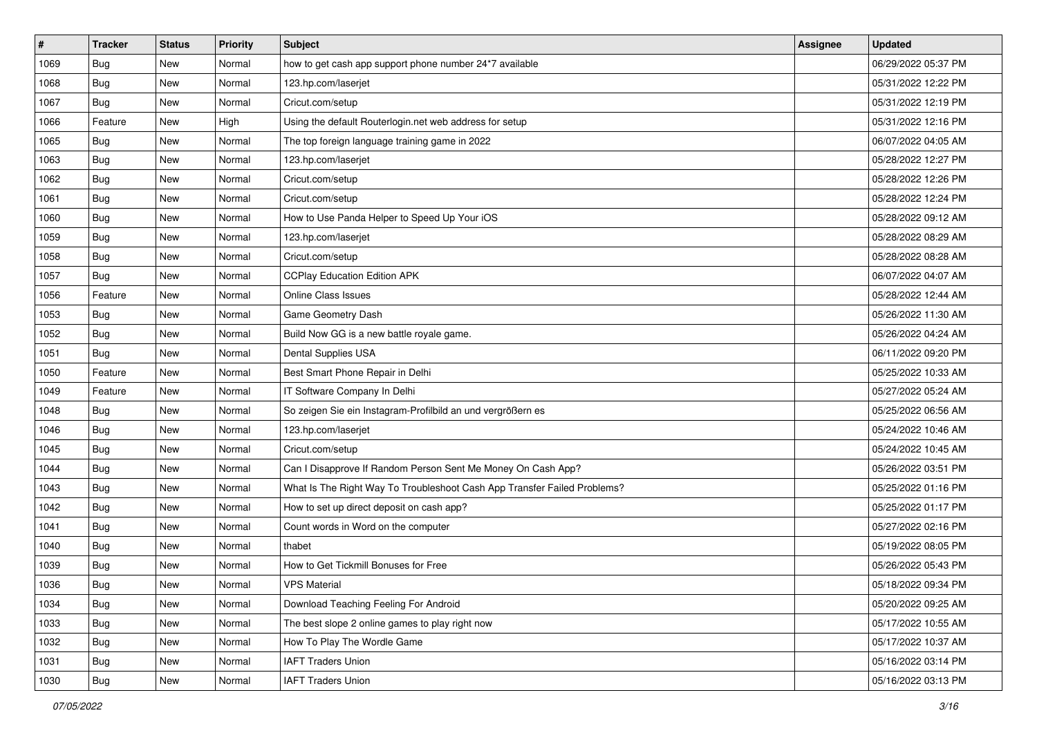| # | Tracker | Status | Priority | Subject | Assignee | Updated |
|---|---|---|---|---|---|---|
| 1069 | Bug | New | Normal | how to get cash app support phone number 24*7 available | | 06/29/2022 05:37 PM |
| 1068 | Bug | New | Normal | 123.hp.com/laserjet | | 05/31/2022 12:22 PM |
| 1067 | Bug | New | Normal | Cricut.com/setup | | 05/31/2022 12:19 PM |
| 1066 | Feature | New | High | Using the default Routerlogin.net web address for setup | | 05/31/2022 12:16 PM |
| 1065 | Bug | New | Normal | The top foreign language training game in 2022 | | 06/07/2022 04:05 AM |
| 1063 | Bug | New | Normal | 123.hp.com/laserjet | | 05/28/2022 12:27 PM |
| 1062 | Bug | New | Normal | Cricut.com/setup | | 05/28/2022 12:26 PM |
| 1061 | Bug | New | Normal | Cricut.com/setup | | 05/28/2022 12:24 PM |
| 1060 | Bug | New | Normal | How to Use Panda Helper to Speed Up Your iOS | | 05/28/2022 09:12 AM |
| 1059 | Bug | New | Normal | 123.hp.com/laserjet | | 05/28/2022 08:29 AM |
| 1058 | Bug | New | Normal | Cricut.com/setup | | 05/28/2022 08:28 AM |
| 1057 | Bug | New | Normal | CCPlay Education Edition APK | | 06/07/2022 04:07 AM |
| 1056 | Feature | New | Normal | Online Class Issues | | 05/28/2022 12:44 AM |
| 1053 | Bug | New | Normal | Game Geometry Dash | | 05/26/2022 11:30 AM |
| 1052 | Bug | New | Normal | Build Now GG is a new battle royale game. | | 05/26/2022 04:24 AM |
| 1051 | Bug | New | Normal | Dental Supplies USA | | 06/11/2022 09:20 PM |
| 1050 | Feature | New | Normal | Best Smart Phone Repair in Delhi | | 05/25/2022 10:33 AM |
| 1049 | Feature | New | Normal | IT Software Company In Delhi | | 05/27/2022 05:24 AM |
| 1048 | Bug | New | Normal | So zeigen Sie ein Instagram-Profilbild an und vergrößern es | | 05/25/2022 06:56 AM |
| 1046 | Bug | New | Normal | 123.hp.com/laserjet | | 05/24/2022 10:46 AM |
| 1045 | Bug | New | Normal | Cricut.com/setup | | 05/24/2022 10:45 AM |
| 1044 | Bug | New | Normal | Can I Disapprove If Random Person Sent Me Money On Cash App? | | 05/26/2022 03:51 PM |
| 1043 | Bug | New | Normal | What Is The Right Way To Troubleshoot Cash App Transfer Failed Problems? | | 05/25/2022 01:16 PM |
| 1042 | Bug | New | Normal | How to set up direct deposit on cash app? | | 05/25/2022 01:17 PM |
| 1041 | Bug | New | Normal | Count words in Word on the computer | | 05/27/2022 02:16 PM |
| 1040 | Bug | New | Normal | thabet | | 05/19/2022 08:05 PM |
| 1039 | Bug | New | Normal | How to Get Tickmill Bonuses for Free | | 05/26/2022 05:43 PM |
| 1036 | Bug | New | Normal | VPS Material | | 05/18/2022 09:34 PM |
| 1034 | Bug | New | Normal | Download Teaching Feeling For Android | | 05/20/2022 09:25 AM |
| 1033 | Bug | New | Normal | The best slope 2 online games to play right now | | 05/17/2022 10:55 AM |
| 1032 | Bug | New | Normal | How To Play The Wordle Game | | 05/17/2022 10:37 AM |
| 1031 | Bug | New | Normal | IAFT Traders Union | | 05/16/2022 03:14 PM |
| 1030 | Bug | New | Normal | IAFT Traders Union | | 05/16/2022 03:13 PM |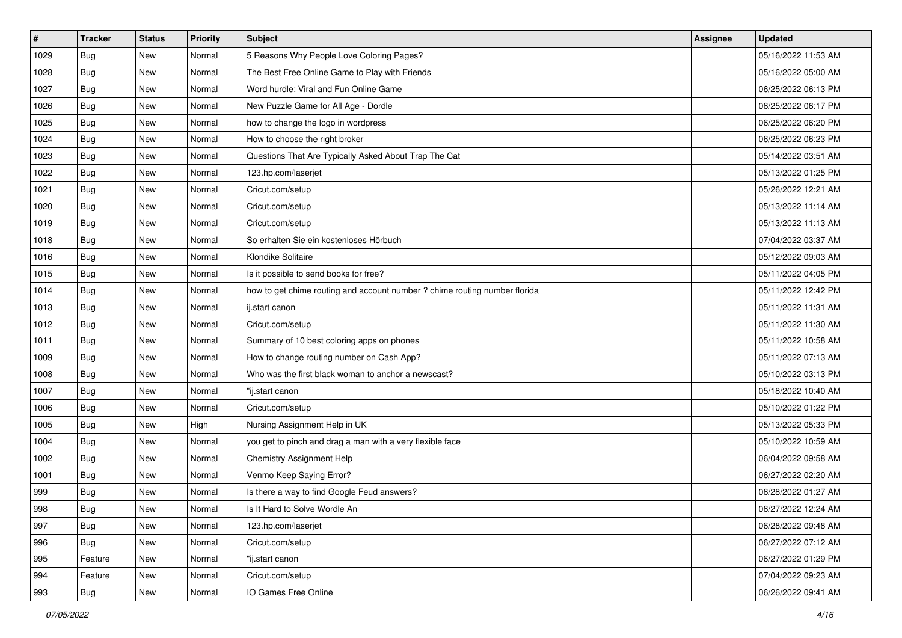| # | Tracker | Status | Priority | Subject | Assignee | Updated |
|---|---|---|---|---|---|---|
| 1029 | Bug | New | Normal | 5 Reasons Why People Love Coloring Pages? | | 05/16/2022 11:53 AM |
| 1028 | Bug | New | Normal | The Best Free Online Game to Play with Friends | | 05/16/2022 05:00 AM |
| 1027 | Bug | New | Normal | Word hurdle: Viral and Fun Online Game | | 06/25/2022 06:13 PM |
| 1026 | Bug | New | Normal | New Puzzle Game for All Age - Dordle | | 06/25/2022 06:17 PM |
| 1025 | Bug | New | Normal | how to change the logo in wordpress | | 06/25/2022 06:20 PM |
| 1024 | Bug | New | Normal | How to choose the right broker | | 06/25/2022 06:23 PM |
| 1023 | Bug | New | Normal | Questions That Are Typically Asked About Trap The Cat | | 05/14/2022 03:51 AM |
| 1022 | Bug | New | Normal | 123.hp.com/laserjet | | 05/13/2022 01:25 PM |
| 1021 | Bug | New | Normal | Cricut.com/setup | | 05/26/2022 12:21 AM |
| 1020 | Bug | New | Normal | Cricut.com/setup | | 05/13/2022 11:14 AM |
| 1019 | Bug | New | Normal | Cricut.com/setup | | 05/13/2022 11:13 AM |
| 1018 | Bug | New | Normal | So erhalten Sie ein kostenloses Hörbuch | | 07/04/2022 03:37 AM |
| 1016 | Bug | New | Normal | Klondike Solitaire | | 05/12/2022 09:03 AM |
| 1015 | Bug | New | Normal | Is it possible to send books for free? | | 05/11/2022 04:05 PM |
| 1014 | Bug | New | Normal | how to get chime routing and account number ? chime routing number florida | | 05/11/2022 12:42 PM |
| 1013 | Bug | New | Normal | ij.start canon | | 05/11/2022 11:31 AM |
| 1012 | Bug | New | Normal | Cricut.com/setup | | 05/11/2022 11:30 AM |
| 1011 | Bug | New | Normal | Summary of 10 best coloring apps on phones | | 05/11/2022 10:58 AM |
| 1009 | Bug | New | Normal | How to change routing number on Cash App? | | 05/11/2022 07:13 AM |
| 1008 | Bug | New | Normal | Who was the first black woman to anchor a newscast? | | 05/10/2022 03:13 PM |
| 1007 | Bug | New | Normal | "ij.start canon | | 05/18/2022 10:40 AM |
| 1006 | Bug | New | Normal | Cricut.com/setup | | 05/10/2022 01:22 PM |
| 1005 | Bug | New | High | Nursing Assignment Help in UK | | 05/13/2022 05:33 PM |
| 1004 | Bug | New | Normal | you get to pinch and drag a man with a very flexible face | | 05/10/2022 10:59 AM |
| 1002 | Bug | New | Normal | Chemistry Assignment Help | | 06/04/2022 09:58 AM |
| 1001 | Bug | New | Normal | Venmo Keep Saying Error? | | 06/27/2022 02:20 AM |
| 999 | Bug | New | Normal | Is there a way to find Google Feud answers? | | 06/28/2022 01:27 AM |
| 998 | Bug | New | Normal | Is It Hard to Solve Wordle An | | 06/27/2022 12:24 AM |
| 997 | Bug | New | Normal | 123.hp.com/laserjet | | 06/28/2022 09:48 AM |
| 996 | Bug | New | Normal | Cricut.com/setup | | 06/27/2022 07:12 AM |
| 995 | Feature | New | Normal | "ij.start canon | | 06/27/2022 01:29 PM |
| 994 | Feature | New | Normal | Cricut.com/setup | | 07/04/2022 09:23 AM |
| 993 | Bug | New | Normal | IO Games Free Online | | 06/26/2022 09:41 AM |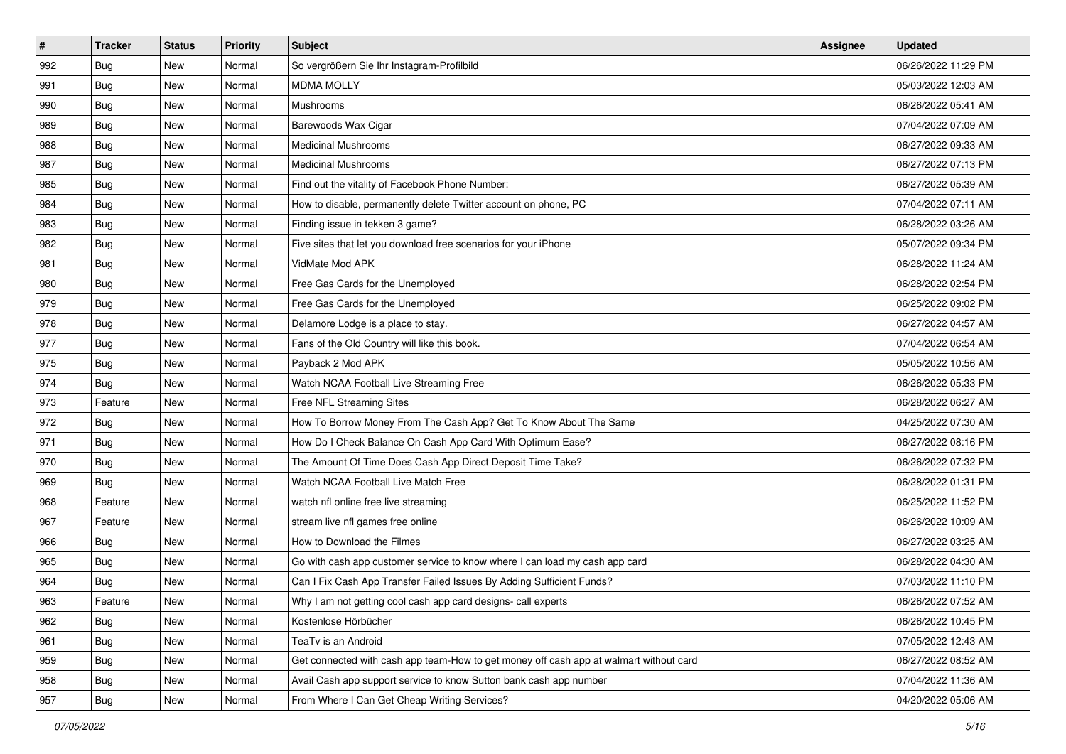| # | Tracker | Status | Priority | Subject | Assignee | Updated |
|---|---|---|---|---|---|---|
| 992 | Bug | New | Normal | So vergrößern Sie Ihr Instagram-Profilbild | | 06/26/2022 11:29 PM |
| 991 | Bug | New | Normal | MDMA MOLLY | | 05/03/2022 12:03 AM |
| 990 | Bug | New | Normal | Mushrooms | | 06/26/2022 05:41 AM |
| 989 | Bug | New | Normal | Barewoods Wax Cigar | | 07/04/2022 07:09 AM |
| 988 | Bug | New | Normal | Medicinal Mushrooms | | 06/27/2022 09:33 AM |
| 987 | Bug | New | Normal | Medicinal Mushrooms | | 06/27/2022 07:13 PM |
| 985 | Bug | New | Normal | Find out the vitality of Facebook Phone Number: | | 06/27/2022 05:39 AM |
| 984 | Bug | New | Normal | How to disable, permanently delete Twitter account on phone, PC | | 07/04/2022 07:11 AM |
| 983 | Bug | New | Normal | Finding issue in tekken 3 game? | | 06/28/2022 03:26 AM |
| 982 | Bug | New | Normal | Five sites that let you download free scenarios for your iPhone | | 05/07/2022 09:34 PM |
| 981 | Bug | New | Normal | VidMate Mod APK | | 06/28/2022 11:24 AM |
| 980 | Bug | New | Normal | Free Gas Cards for the Unemployed | | 06/28/2022 02:54 PM |
| 979 | Bug | New | Normal | Free Gas Cards for the Unemployed | | 06/25/2022 09:02 PM |
| 978 | Bug | New | Normal | Delamore Lodge is a place to stay. | | 06/27/2022 04:57 AM |
| 977 | Bug | New | Normal | Fans of the Old Country will like this book. | | 07/04/2022 06:54 AM |
| 975 | Bug | New | Normal | Payback 2 Mod APK | | 05/05/2022 10:56 AM |
| 974 | Bug | New | Normal | Watch NCAA Football Live Streaming Free | | 06/26/2022 05:33 PM |
| 973 | Feature | New | Normal | Free NFL Streaming Sites | | 06/28/2022 06:27 AM |
| 972 | Bug | New | Normal | How To Borrow Money From The Cash App? Get To Know About The Same | | 04/25/2022 07:30 AM |
| 971 | Bug | New | Normal | How Do I Check Balance On Cash App Card With Optimum Ease? | | 06/27/2022 08:16 PM |
| 970 | Bug | New | Normal | The Amount Of Time Does Cash App Direct Deposit Time Take? | | 06/26/2022 07:32 PM |
| 969 | Bug | New | Normal | Watch NCAA Football Live Match Free | | 06/28/2022 01:31 PM |
| 968 | Feature | New | Normal | watch nfl online free live streaming | | 06/25/2022 11:52 PM |
| 967 | Feature | New | Normal | stream live nfl games free online | | 06/26/2022 10:09 AM |
| 966 | Bug | New | Normal | How to Download the Filmes | | 06/27/2022 03:25 AM |
| 965 | Bug | New | Normal | Go with cash app customer service to know where I can load my cash app card | | 06/28/2022 04:30 AM |
| 964 | Bug | New | Normal | Can I Fix Cash App Transfer Failed Issues By Adding Sufficient Funds? | | 07/03/2022 11:10 PM |
| 963 | Feature | New | Normal | Why I am not getting cool cash app card designs- call experts | | 06/26/2022 07:52 AM |
| 962 | Bug | New | Normal | Kostenlose Hörbücher | | 06/26/2022 10:45 PM |
| 961 | Bug | New | Normal | TeaTv is an Android | | 07/05/2022 12:43 AM |
| 959 | Bug | New | Normal | Get connected with cash app team-How to get money off cash app at walmart without card | | 06/27/2022 08:52 AM |
| 958 | Bug | New | Normal | Avail Cash app support service to know Sutton bank cash app number | | 07/04/2022 11:36 AM |
| 957 | Bug | New | Normal | From Where I Can Get Cheap Writing Services? | | 04/20/2022 05:06 AM |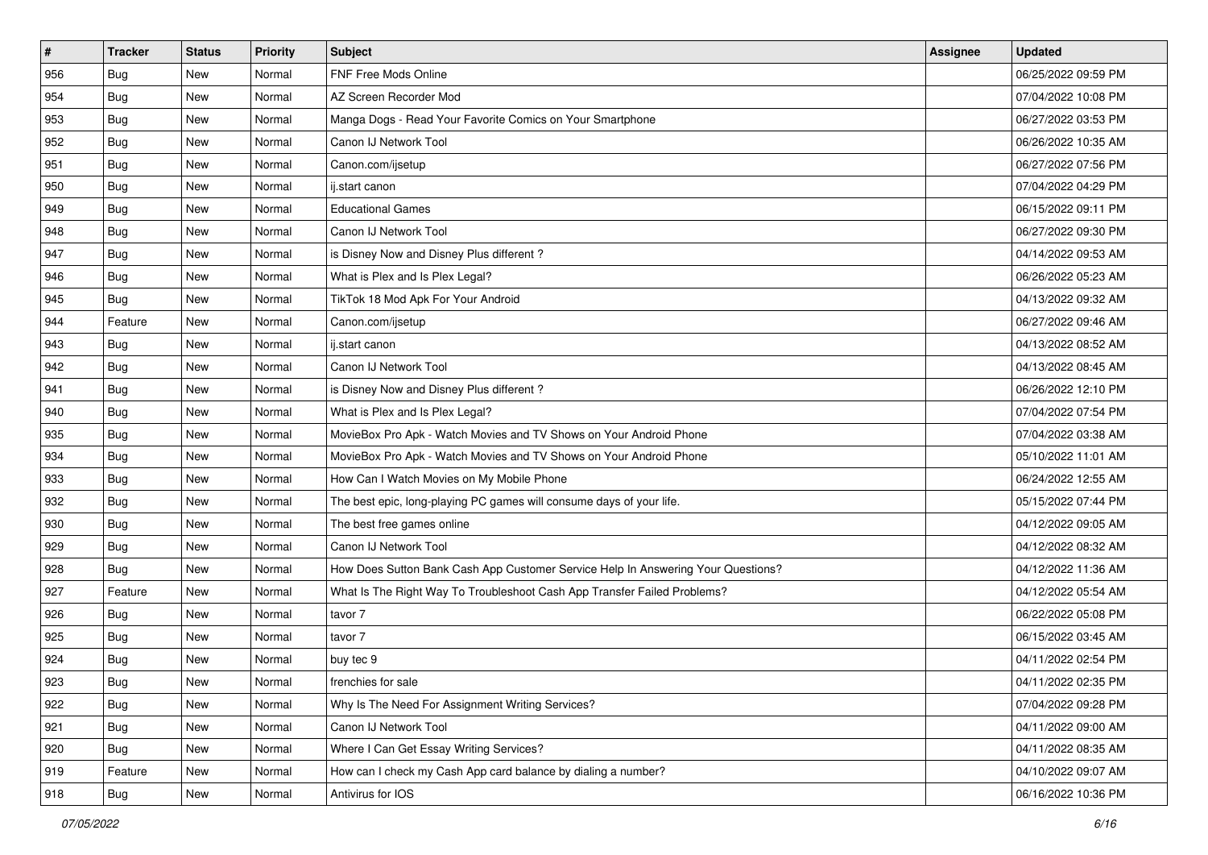| # | Tracker | Status | Priority | Subject | Assignee | Updated |
|---|---|---|---|---|---|---|
| 956 | Bug | New | Normal | FNF Free Mods Online | | 06/25/2022 09:59 PM |
| 954 | Bug | New | Normal | AZ Screen Recorder Mod | | 07/04/2022 10:08 PM |
| 953 | Bug | New | Normal | Manga Dogs - Read Your Favorite Comics on Your Smartphone | | 06/27/2022 03:53 PM |
| 952 | Bug | New | Normal | Canon IJ Network Tool | | 06/26/2022 10:35 AM |
| 951 | Bug | New | Normal | Canon.com/ijsetup | | 06/27/2022 07:56 PM |
| 950 | Bug | New | Normal | ij.start canon | | 07/04/2022 04:29 PM |
| 949 | Bug | New | Normal | Educational Games | | 06/15/2022 09:11 PM |
| 948 | Bug | New | Normal | Canon IJ Network Tool | | 06/27/2022 09:30 PM |
| 947 | Bug | New | Normal | is Disney Now and Disney Plus different ? | | 04/14/2022 09:53 AM |
| 946 | Bug | New | Normal | What is Plex and Is Plex Legal? | | 06/26/2022 05:23 AM |
| 945 | Bug | New | Normal | TikTok 18 Mod Apk For Your Android | | 04/13/2022 09:32 AM |
| 944 | Feature | New | Normal | Canon.com/ijsetup | | 06/27/2022 09:46 AM |
| 943 | Bug | New | Normal | ij.start canon | | 04/13/2022 08:52 AM |
| 942 | Bug | New | Normal | Canon IJ Network Tool | | 04/13/2022 08:45 AM |
| 941 | Bug | New | Normal | is Disney Now and Disney Plus different ? | | 06/26/2022 12:10 PM |
| 940 | Bug | New | Normal | What is Plex and Is Plex Legal? | | 07/04/2022 07:54 PM |
| 935 | Bug | New | Normal | MovieBox Pro Apk - Watch Movies and TV Shows on Your Android Phone | | 07/04/2022 03:38 AM |
| 934 | Bug | New | Normal | MovieBox Pro Apk - Watch Movies and TV Shows on Your Android Phone | | 05/10/2022 11:01 AM |
| 933 | Bug | New | Normal | How Can I Watch Movies on My Mobile Phone | | 06/24/2022 12:55 AM |
| 932 | Bug | New | Normal | The best epic, long-playing PC games will consume days of your life. | | 05/15/2022 07:44 PM |
| 930 | Bug | New | Normal | The best free games online | | 04/12/2022 09:05 AM |
| 929 | Bug | New | Normal | Canon IJ Network Tool | | 04/12/2022 08:32 AM |
| 928 | Bug | New | Normal | How Does Sutton Bank Cash App Customer Service Help In Answering Your Questions? | | 04/12/2022 11:36 AM |
| 927 | Feature | New | Normal | What Is The Right Way To Troubleshoot Cash App Transfer Failed Problems? | | 04/12/2022 05:54 AM |
| 926 | Bug | New | Normal | tavor 7 | | 06/22/2022 05:08 PM |
| 925 | Bug | New | Normal | tavor 7 | | 06/15/2022 03:45 AM |
| 924 | Bug | New | Normal | buy tec 9 | | 04/11/2022 02:54 PM |
| 923 | Bug | New | Normal | frenchies for sale | | 04/11/2022 02:35 PM |
| 922 | Bug | New | Normal | Why Is The Need For Assignment Writing Services? | | 07/04/2022 09:28 PM |
| 921 | Bug | New | Normal | Canon IJ Network Tool | | 04/11/2022 09:00 AM |
| 920 | Bug | New | Normal | Where I Can Get Essay Writing Services? | | 04/11/2022 08:35 AM |
| 919 | Feature | New | Normal | How can I check my Cash App card balance by dialing a number? | | 04/10/2022 09:07 AM |
| 918 | Bug | New | Normal | Antivirus for IOS | | 06/16/2022 10:36 PM |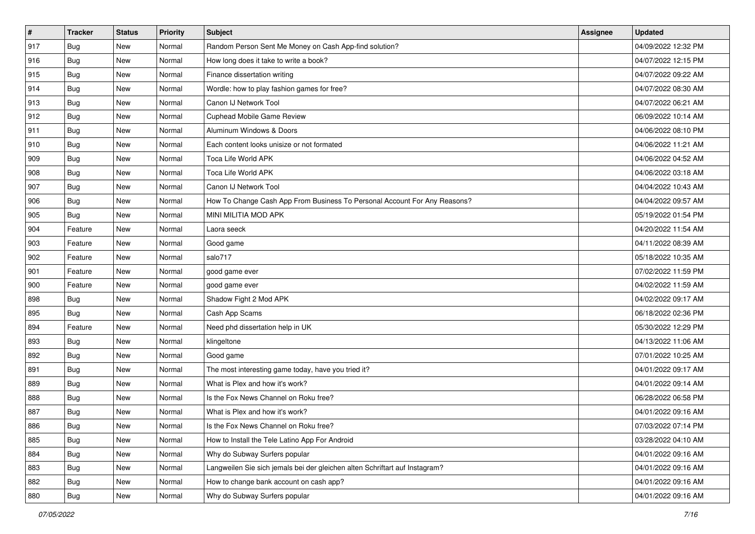| # | Tracker | Status | Priority | Subject | Assignee | Updated |
|---|---|---|---|---|---|---|
| 917 | Bug | New | Normal | Random Person Sent Me Money on Cash App-find solution? | | 04/09/2022 12:32 PM |
| 916 | Bug | New | Normal | How long does it take to write a book? | | 04/07/2022 12:15 PM |
| 915 | Bug | New | Normal | Finance dissertation writing | | 04/07/2022 09:22 AM |
| 914 | Bug | New | Normal | Wordle: how to play fashion games for free? | | 04/07/2022 08:30 AM |
| 913 | Bug | New | Normal | Canon IJ Network Tool | | 04/07/2022 06:21 AM |
| 912 | Bug | New | Normal | Cuphead Mobile Game Review | | 06/09/2022 10:14 AM |
| 911 | Bug | New | Normal | Aluminum Windows & Doors | | 04/06/2022 08:10 PM |
| 910 | Bug | New | Normal | Each content looks unisize or not formated | | 04/06/2022 11:21 AM |
| 909 | Bug | New | Normal | Toca Life World APK | | 04/06/2022 04:52 AM |
| 908 | Bug | New | Normal | Toca Life World APK | | 04/06/2022 03:18 AM |
| 907 | Bug | New | Normal | Canon IJ Network Tool | | 04/04/2022 10:43 AM |
| 906 | Bug | New | Normal | How To Change Cash App From Business To Personal Account For Any Reasons? | | 04/04/2022 09:57 AM |
| 905 | Bug | New | Normal | MINI MILITIA MOD APK | | 05/19/2022 01:54 PM |
| 904 | Feature | New | Normal | Laora seeck | | 04/20/2022 11:54 AM |
| 903 | Feature | New | Normal | Good game | | 04/11/2022 08:39 AM |
| 902 | Feature | New | Normal | salo717 | | 05/18/2022 10:35 AM |
| 901 | Feature | New | Normal | good game ever | | 07/02/2022 11:59 PM |
| 900 | Feature | New | Normal | good game ever | | 04/02/2022 11:59 AM |
| 898 | Bug | New | Normal | Shadow Fight 2 Mod APK | | 04/02/2022 09:17 AM |
| 895 | Bug | New | Normal | Cash App Scams | | 06/18/2022 02:36 PM |
| 894 | Feature | New | Normal | Need phd dissertation help in UK | | 05/30/2022 12:29 PM |
| 893 | Bug | New | Normal | klingeltone | | 04/13/2022 11:06 AM |
| 892 | Bug | New | Normal | Good game | | 07/01/2022 10:25 AM |
| 891 | Bug | New | Normal | The most interesting game today, have you tried it? | | 04/01/2022 09:17 AM |
| 889 | Bug | New | Normal | What is Plex and how it's work? | | 04/01/2022 09:14 AM |
| 888 | Bug | New | Normal | Is the Fox News Channel on Roku free? | | 06/28/2022 06:58 PM |
| 887 | Bug | New | Normal | What is Plex and how it's work? | | 04/01/2022 09:16 AM |
| 886 | Bug | New | Normal | Is the Fox News Channel on Roku free? | | 07/03/2022 07:14 PM |
| 885 | Bug | New | Normal | How to Install the Tele Latino App For Android | | 03/28/2022 04:10 AM |
| 884 | Bug | New | Normal | Why do Subway Surfers popular | | 04/01/2022 09:16 AM |
| 883 | Bug | New | Normal | Langweilen Sie sich jemals bei der gleichen alten Schriftart auf Instagram? | | 04/01/2022 09:16 AM |
| 882 | Bug | New | Normal | How to change bank account on cash app? | | 04/01/2022 09:16 AM |
| 880 | Bug | New | Normal | Why do Subway Surfers popular | | 04/01/2022 09:16 AM |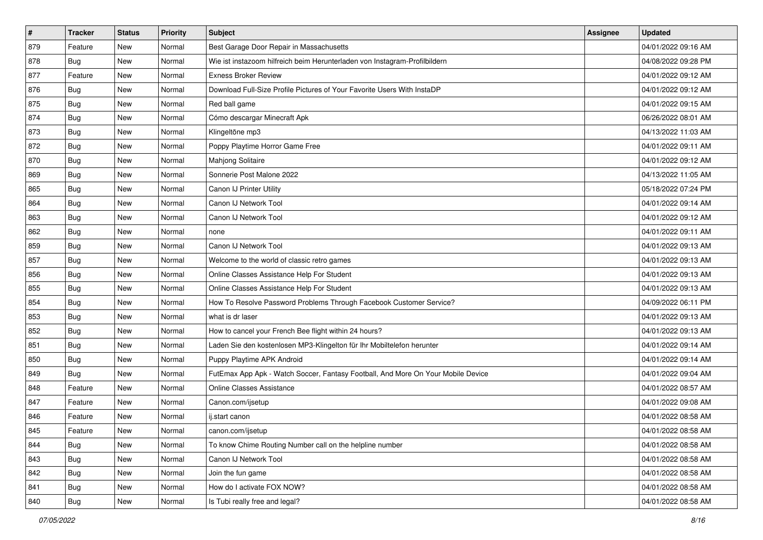| # | Tracker | Status | Priority | Subject | Assignee | Updated |
|---|---|---|---|---|---|---|
| 879 | Feature | New | Normal | Best Garage Door Repair in Massachusetts | | 04/01/2022 09:16 AM |
| 878 | Bug | New | Normal | Wie ist instazoom hilfreich beim Herunterladen von Instagram-Profilbildern | | 04/08/2022 09:28 PM |
| 877 | Feature | New | Normal | Exness Broker Review | | 04/01/2022 09:12 AM |
| 876 | Bug | New | Normal | Download Full-Size Profile Pictures of Your Favorite Users With InstaDP | | 04/01/2022 09:12 AM |
| 875 | Bug | New | Normal | Red ball game | | 04/01/2022 09:15 AM |
| 874 | Bug | New | Normal | Cómo descargar Minecraft Apk | | 06/26/2022 08:01 AM |
| 873 | Bug | New | Normal | Klingeltöne mp3 | | 04/13/2022 11:03 AM |
| 872 | Bug | New | Normal | Poppy Playtime Horror Game Free | | 04/01/2022 09:11 AM |
| 870 | Bug | New | Normal | Mahjong Solitaire | | 04/01/2022 09:12 AM |
| 869 | Bug | New | Normal | Sonnerie Post Malone 2022 | | 04/13/2022 11:05 AM |
| 865 | Bug | New | Normal | Canon IJ Printer Utility | | 05/18/2022 07:24 PM |
| 864 | Bug | New | Normal | Canon IJ Network Tool | | 04/01/2022 09:14 AM |
| 863 | Bug | New | Normal | Canon IJ Network Tool | | 04/01/2022 09:12 AM |
| 862 | Bug | New | Normal | none | | 04/01/2022 09:11 AM |
| 859 | Bug | New | Normal | Canon IJ Network Tool | | 04/01/2022 09:13 AM |
| 857 | Bug | New | Normal | Welcome to the world of classic retro games | | 04/01/2022 09:13 AM |
| 856 | Bug | New | Normal | Online Classes Assistance Help For Student | | 04/01/2022 09:13 AM |
| 855 | Bug | New | Normal | Online Classes Assistance Help For Student | | 04/01/2022 09:13 AM |
| 854 | Bug | New | Normal | How To Resolve Password Problems Through Facebook Customer Service? | | 04/09/2022 06:11 PM |
| 853 | Bug | New | Normal | what is dr laser | | 04/01/2022 09:13 AM |
| 852 | Bug | New | Normal | How to cancel your French Bee flight within 24 hours? | | 04/01/2022 09:13 AM |
| 851 | Bug | New | Normal | Laden Sie den kostenlosen MP3-Klingelton für Ihr Mobiltelefon herunter | | 04/01/2022 09:14 AM |
| 850 | Bug | New | Normal | Puppy Playtime APK Android | | 04/01/2022 09:14 AM |
| 849 | Bug | New | Normal | FutEmax App Apk - Watch Soccer, Fantasy Football, And More On Your Mobile Device | | 04/01/2022 09:04 AM |
| 848 | Feature | New | Normal | Online Classes Assistance | | 04/01/2022 08:57 AM |
| 847 | Feature | New | Normal | Canon.com/ijsetup | | 04/01/2022 09:08 AM |
| 846 | Feature | New | Normal | ij.start canon | | 04/01/2022 08:58 AM |
| 845 | Feature | New | Normal | canon.com/ijsetup | | 04/01/2022 08:58 AM |
| 844 | Bug | New | Normal | To know Chime Routing Number call on the helpline number | | 04/01/2022 08:58 AM |
| 843 | Bug | New | Normal | Canon IJ Network Tool | | 04/01/2022 08:58 AM |
| 842 | Bug | New | Normal | Join the fun game | | 04/01/2022 08:58 AM |
| 841 | Bug | New | Normal | How do I activate FOX NOW? | | 04/01/2022 08:58 AM |
| 840 | Bug | New | Normal | Is Tubi really free and legal? | | 04/01/2022 08:58 AM |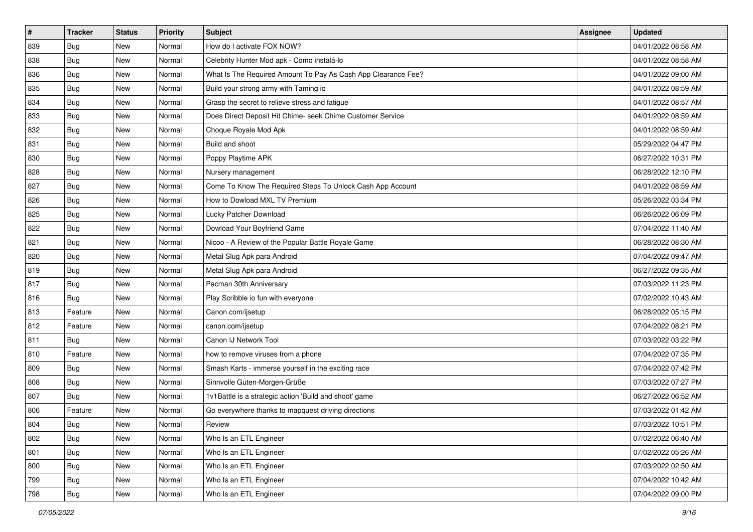| # | Tracker | Status | Priority | Subject | Assignee | Updated |
|---|---|---|---|---|---|---|
| 839 | Bug | New | Normal | How do I activate FOX NOW? | | 04/01/2022 08:58 AM |
| 838 | Bug | New | Normal | Celebrity Hunter Mod apk - Como instalá-lo | | 04/01/2022 08:58 AM |
| 836 | Bug | New | Normal | What Is The Required Amount To Pay As Cash App Clearance Fee? | | 04/01/2022 09:00 AM |
| 835 | Bug | New | Normal | Build your strong army with Taming io | | 04/01/2022 08:59 AM |
| 834 | Bug | New | Normal | Grasp the secret to relieve stress and fatigue | | 04/01/2022 08:57 AM |
| 833 | Bug | New | Normal | Does Direct Deposit Hit Chime- seek Chime Customer Service | | 04/01/2022 08:59 AM |
| 832 | Bug | New | Normal | Choque Royale Mod Apk | | 04/01/2022 08:59 AM |
| 831 | Bug | New | Normal | Build and shoot | | 05/29/2022 04:47 PM |
| 830 | Bug | New | Normal | Poppy Playtime APK | | 06/27/2022 10:31 PM |
| 828 | Bug | New | Normal | Nursery management | | 06/28/2022 12:10 PM |
| 827 | Bug | New | Normal | Come To Know The Required Steps To Unlock Cash App Account | | 04/01/2022 08:59 AM |
| 826 | Bug | New | Normal | How to Dowload MXL TV Premium | | 05/26/2022 03:34 PM |
| 825 | Bug | New | Normal | Lucky Patcher Download | | 06/26/2022 06:09 PM |
| 822 | Bug | New | Normal | Dowload Your Boyfriend Game | | 07/04/2022 11:40 AM |
| 821 | Bug | New | Normal | Nicoo - A Review of the Popular Battle Royale Game | | 06/28/2022 08:30 AM |
| 820 | Bug | New | Normal | Metal Slug Apk para Android | | 07/04/2022 09:47 AM |
| 819 | Bug | New | Normal | Metal Slug Apk para Android | | 06/27/2022 09:35 AM |
| 817 | Bug | New | Normal | Pacman 30th Anniversary | | 07/03/2022 11:23 PM |
| 816 | Bug | New | Normal | Play Scribble io fun with everyone | | 07/02/2022 10:43 AM |
| 813 | Feature | New | Normal | Canon.com/ijsetup | | 06/28/2022 05:15 PM |
| 812 | Feature | New | Normal | canon.com/ijsetup | | 07/04/2022 08:21 PM |
| 811 | Bug | New | Normal | Canon IJ Network Tool | | 07/03/2022 03:22 PM |
| 810 | Feature | New | Normal | how to remove viruses from a phone | | 07/04/2022 07:35 PM |
| 809 | Bug | New | Normal | Smash Karts - immerse yourself in the exciting race | | 07/04/2022 07:42 PM |
| 808 | Bug | New | Normal | Sinnvolle Guten-Morgen-Grüße | | 07/03/2022 07:27 PM |
| 807 | Bug | New | Normal | 1v1Battle is a strategic action 'Build and shoot' game | | 06/27/2022 06:52 AM |
| 806 | Feature | New | Normal | Go everywhere thanks to mapquest driving directions | | 07/03/2022 01:42 AM |
| 804 | Bug | New | Normal | Review | | 07/03/2022 10:51 PM |
| 802 | Bug | New | Normal | Who Is an ETL Engineer | | 07/02/2022 06:40 AM |
| 801 | Bug | New | Normal | Who Is an ETL Engineer | | 07/02/2022 05:26 AM |
| 800 | Bug | New | Normal | Who Is an ETL Engineer | | 07/03/2022 02:50 AM |
| 799 | Bug | New | Normal | Who Is an ETL Engineer | | 07/04/2022 10:42 AM |
| 798 | Bug | New | Normal | Who Is an ETL Engineer | | 07/04/2022 09:00 PM |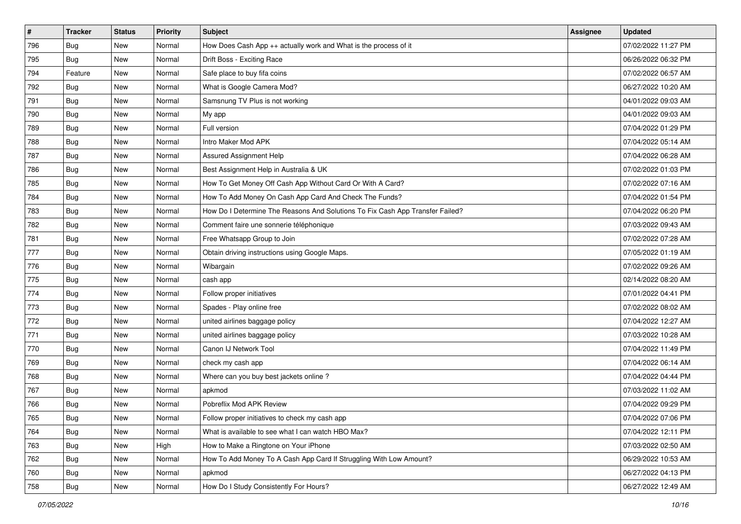| # | Tracker | Status | Priority | Subject | Assignee | Updated |
|---|---|---|---|---|---|---|
| 796 | Bug | New | Normal | How Does Cash App ++ actually work and What is the process of it | | 07/02/2022 11:27 PM |
| 795 | Bug | New | Normal | Drift Boss - Exciting Race | | 06/26/2022 06:32 PM |
| 794 | Feature | New | Normal | Safe place to buy fifa coins | | 07/02/2022 06:57 AM |
| 792 | Bug | New | Normal | What is Google Camera Mod? | | 06/27/2022 10:20 AM |
| 791 | Bug | New | Normal | Samsnung TV Plus is not working | | 04/01/2022 09:03 AM |
| 790 | Bug | New | Normal | My app | | 04/01/2022 09:03 AM |
| 789 | Bug | New | Normal | Full version | | 07/04/2022 01:29 PM |
| 788 | Bug | New | Normal | Intro Maker Mod APK | | 07/04/2022 05:14 AM |
| 787 | Bug | New | Normal | Assured Assignment Help | | 07/04/2022 06:28 AM |
| 786 | Bug | New | Normal | Best Assignment Help in Australia & UK | | 07/02/2022 01:03 PM |
| 785 | Bug | New | Normal | How To Get Money Off Cash App Without Card Or With A Card? | | 07/02/2022 07:16 AM |
| 784 | Bug | New | Normal | How To Add Money On Cash App Card And Check The Funds? | | 07/04/2022 01:54 PM |
| 783 | Bug | New | Normal | How Do I Determine The Reasons And Solutions To Fix Cash App Transfer Failed? | | 07/04/2022 06:20 PM |
| 782 | Bug | New | Normal | Comment faire une sonnerie téléphonique | | 07/03/2022 09:43 AM |
| 781 | Bug | New | Normal | Free Whatsapp Group to Join | | 07/02/2022 07:28 AM |
| 777 | Bug | New | Normal | Obtain driving instructions using Google Maps. | | 07/05/2022 01:19 AM |
| 776 | Bug | New | Normal | Wibargain | | 07/02/2022 09:26 AM |
| 775 | Bug | New | Normal | cash app | | 02/14/2022 08:20 AM |
| 774 | Bug | New | Normal | Follow proper initiatives | | 07/01/2022 04:41 PM |
| 773 | Bug | New | Normal | Spades - Play online free | | 07/02/2022 08:02 AM |
| 772 | Bug | New | Normal | united airlines baggage policy | | 07/04/2022 12:27 AM |
| 771 | Bug | New | Normal | united airlines baggage policy | | 07/03/2022 10:28 AM |
| 770 | Bug | New | Normal | Canon IJ Network Tool | | 07/04/2022 11:49 PM |
| 769 | Bug | New | Normal | check my cash app | | 07/04/2022 06:14 AM |
| 768 | Bug | New | Normal | Where can you buy best jackets online ? | | 07/04/2022 04:44 PM |
| 767 | Bug | New | Normal | apkmod | | 07/03/2022 11:02 AM |
| 766 | Bug | New | Normal | Pobreflix Mod APK Review | | 07/04/2022 09:29 PM |
| 765 | Bug | New | Normal | Follow proper initiatives to check my cash app | | 07/04/2022 07:06 PM |
| 764 | Bug | New | Normal | What is available to see what I can watch HBO Max? | | 07/04/2022 12:11 PM |
| 763 | Bug | New | High | How to Make a Ringtone on Your iPhone | | 07/03/2022 02:50 AM |
| 762 | Bug | New | Normal | How To Add Money To A Cash App Card If Struggling With Low Amount? | | 06/29/2022 10:53 AM |
| 760 | Bug | New | Normal | apkmod | | 06/27/2022 04:13 PM |
| 758 | Bug | New | Normal | How Do I Study Consistently For Hours? | | 06/27/2022 12:49 AM |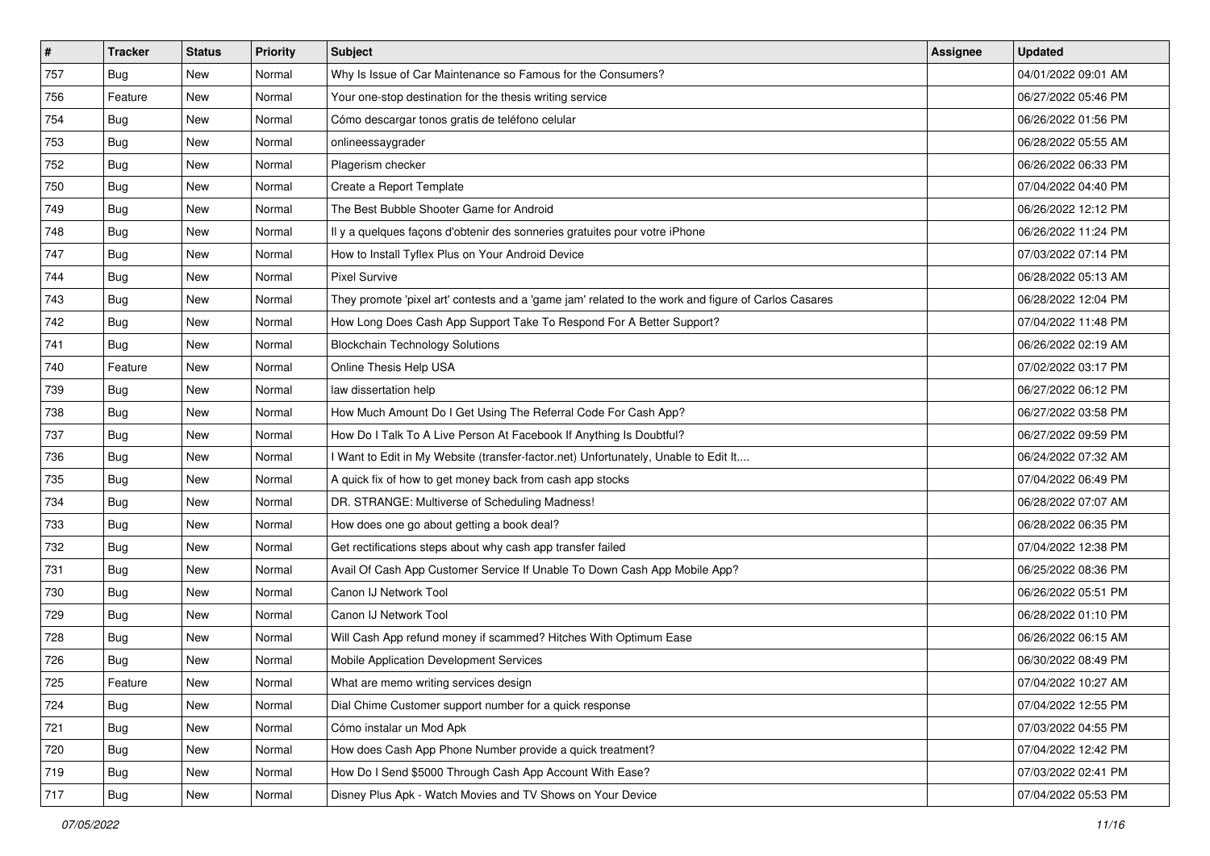| # | Tracker | Status | Priority | Subject | Assignee | Updated |
|---|---|---|---|---|---|---|
| 757 | Bug | New | Normal | Why Is Issue of Car Maintenance so Famous for the Consumers? | | 04/01/2022 09:01 AM |
| 756 | Feature | New | Normal | Your one-stop destination for the thesis writing service | | 06/27/2022 05:46 PM |
| 754 | Bug | New | Normal | Cómo descargar tonos gratis de teléfono celular | | 06/26/2022 01:56 PM |
| 753 | Bug | New | Normal | onlineessaygrader | | 06/28/2022 05:55 AM |
| 752 | Bug | New | Normal | Plagerism checker | | 06/26/2022 06:33 PM |
| 750 | Bug | New | Normal | Create a Report Template | | 07/04/2022 04:40 PM |
| 749 | Bug | New | Normal | The Best Bubble Shooter Game for Android | | 06/26/2022 12:12 PM |
| 748 | Bug | New | Normal | Il y a quelques façons d'obtenir des sonneries gratuites pour votre iPhone | | 06/26/2022 11:24 PM |
| 747 | Bug | New | Normal | How to Install Tyflex Plus on Your Android Device | | 07/03/2022 07:14 PM |
| 744 | Bug | New | Normal | Pixel Survive | | 06/28/2022 05:13 AM |
| 743 | Bug | New | Normal | They promote 'pixel art' contests and a 'game jam' related to the work and figure of Carlos Casares | | 06/28/2022 12:04 PM |
| 742 | Bug | New | Normal | How Long Does Cash App Support Take To Respond For A Better Support? | | 07/04/2022 11:48 PM |
| 741 | Bug | New | Normal | Blockchain Technology Solutions | | 06/26/2022 02:19 AM |
| 740 | Feature | New | Normal | Online Thesis Help USA | | 07/02/2022 03:17 PM |
| 739 | Bug | New | Normal | law dissertation help | | 06/27/2022 06:12 PM |
| 738 | Bug | New | Normal | How Much Amount Do I Get Using The Referral Code For Cash App? | | 06/27/2022 03:58 PM |
| 737 | Bug | New | Normal | How Do I Talk To A Live Person At Facebook If Anything Is Doubtful? | | 06/27/2022 09:59 PM |
| 736 | Bug | New | Normal | I Want to Edit in My Website (transfer-factor.net) Unfortunately, Unable to Edit It.... | | 06/24/2022 07:32 AM |
| 735 | Bug | New | Normal | A quick fix of how to get money back from cash app stocks | | 07/04/2022 06:49 PM |
| 734 | Bug | New | Normal | DR. STRANGE: Multiverse of Scheduling Madness! | | 06/28/2022 07:07 AM |
| 733 | Bug | New | Normal | How does one go about getting a book deal? | | 06/28/2022 06:35 PM |
| 732 | Bug | New | Normal | Get rectifications steps about why cash app transfer failed | | 07/04/2022 12:38 PM |
| 731 | Bug | New | Normal | Avail Of Cash App Customer Service If Unable To Down Cash App Mobile App? | | 06/25/2022 08:36 PM |
| 730 | Bug | New | Normal | Canon IJ Network Tool | | 06/26/2022 05:51 PM |
| 729 | Bug | New | Normal | Canon IJ Network Tool | | 06/28/2022 01:10 PM |
| 728 | Bug | New | Normal | Will Cash App refund money if scammed? Hitches With Optimum Ease | | 06/26/2022 06:15 AM |
| 726 | Bug | New | Normal | Mobile Application Development Services | | 06/30/2022 08:49 PM |
| 725 | Feature | New | Normal | What are memo writing services design | | 07/04/2022 10:27 AM |
| 724 | Bug | New | Normal | Dial Chime Customer support number for a quick response | | 07/04/2022 12:55 PM |
| 721 | Bug | New | Normal | Cómo instalar un Mod Apk | | 07/03/2022 04:55 PM |
| 720 | Bug | New | Normal | How does Cash App Phone Number provide a quick treatment? | | 07/04/2022 12:42 PM |
| 719 | Bug | New | Normal | How Do I Send $5000 Through Cash App Account With Ease? | | 07/03/2022 02:41 PM |
| 717 | Bug | New | Normal | Disney Plus Apk - Watch Movies and TV Shows on Your Device | | 07/04/2022 05:53 PM |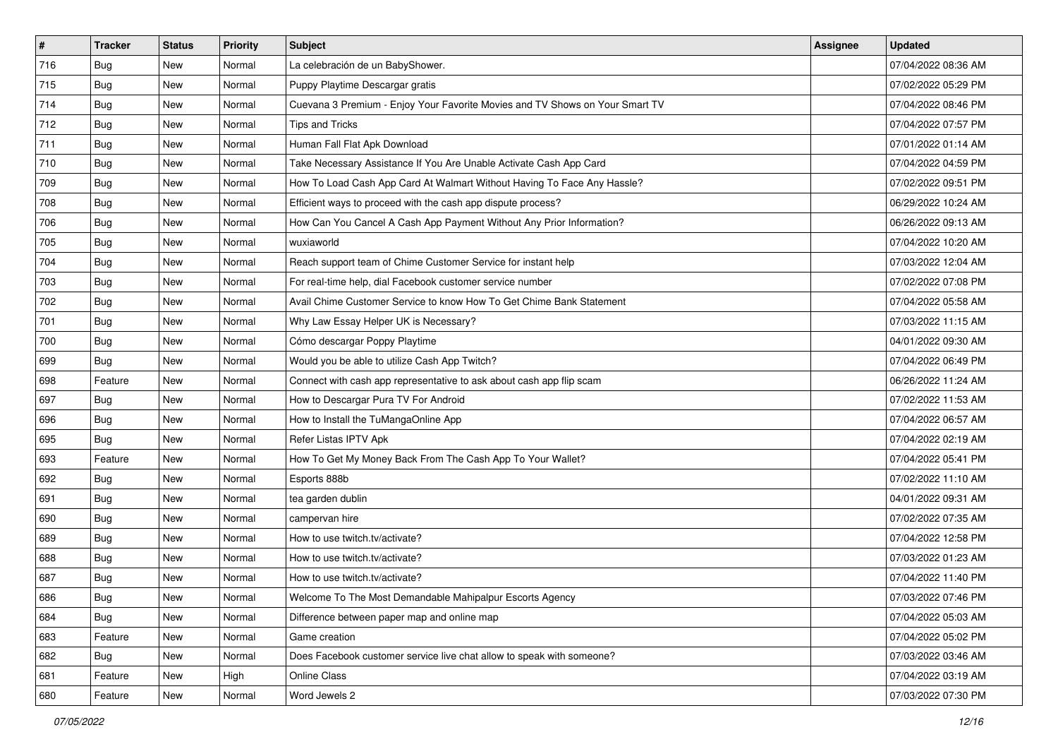| # | Tracker | Status | Priority | Subject | Assignee | Updated |
|---|---|---|---|---|---|---|
| 716 | Bug | New | Normal | La celebración de un BabyShower. | | 07/04/2022 08:36 AM |
| 715 | Bug | New | Normal | Puppy Playtime Descargar gratis | | 07/02/2022 05:29 PM |
| 714 | Bug | New | Normal | Cuevana 3 Premium - Enjoy Your Favorite Movies and TV Shows on Your Smart TV | | 07/04/2022 08:46 PM |
| 712 | Bug | New | Normal | Tips and Tricks | | 07/04/2022 07:57 PM |
| 711 | Bug | New | Normal | Human Fall Flat Apk Download | | 07/01/2022 01:14 AM |
| 710 | Bug | New | Normal | Take Necessary Assistance If You Are Unable Activate Cash App Card | | 07/04/2022 04:59 PM |
| 709 | Bug | New | Normal | How To Load Cash App Card At Walmart Without Having To Face Any Hassle? | | 07/02/2022 09:51 PM |
| 708 | Bug | New | Normal | Efficient ways to proceed with the cash app dispute process? | | 06/29/2022 10:24 AM |
| 706 | Bug | New | Normal | How Can You Cancel A Cash App Payment Without Any Prior Information? | | 06/26/2022 09:13 AM |
| 705 | Bug | New | Normal | wuxiaworld | | 07/04/2022 10:20 AM |
| 704 | Bug | New | Normal | Reach support team of Chime Customer Service for instant help | | 07/03/2022 12:04 AM |
| 703 | Bug | New | Normal | For real-time help, dial Facebook customer service number | | 07/02/2022 07:08 PM |
| 702 | Bug | New | Normal | Avail Chime Customer Service to know How To Get Chime Bank Statement | | 07/04/2022 05:58 AM |
| 701 | Bug | New | Normal | Why Law Essay Helper UK is Necessary? | | 07/03/2022 11:15 AM |
| 700 | Bug | New | Normal | Cómo descargar Poppy Playtime | | 04/01/2022 09:30 AM |
| 699 | Bug | New | Normal | Would you be able to utilize Cash App Twitch? | | 07/04/2022 06:49 PM |
| 698 | Feature | New | Normal | Connect with cash app representative to ask about cash app flip scam | | 06/26/2022 11:24 AM |
| 697 | Bug | New | Normal | How to Descargar Pura TV For Android | | 07/02/2022 11:53 AM |
| 696 | Bug | New | Normal | How to Install the TuMangaOnline App | | 07/04/2022 06:57 AM |
| 695 | Bug | New | Normal | Refer Listas IPTV Apk | | 07/04/2022 02:19 AM |
| 693 | Feature | New | Normal | How To Get My Money Back From The Cash App To Your Wallet? | | 07/04/2022 05:41 PM |
| 692 | Bug | New | Normal | Esports 888b | | 07/02/2022 11:10 AM |
| 691 | Bug | New | Normal | tea garden dublin | | 04/01/2022 09:31 AM |
| 690 | Bug | New | Normal | campervan hire | | 07/02/2022 07:35 AM |
| 689 | Bug | New | Normal | How to use twitch.tv/activate? | | 07/04/2022 12:58 PM |
| 688 | Bug | New | Normal | How to use twitch.tv/activate? | | 07/03/2022 01:23 AM |
| 687 | Bug | New | Normal | How to use twitch.tv/activate? | | 07/04/2022 11:40 PM |
| 686 | Bug | New | Normal | Welcome To The Most Demandable Mahipalpur Escorts Agency | | 07/03/2022 07:46 PM |
| 684 | Bug | New | Normal | Difference between paper map and online map | | 07/04/2022 05:03 AM |
| 683 | Feature | New | Normal | Game creation | | 07/04/2022 05:02 PM |
| 682 | Bug | New | Normal | Does Facebook customer service live chat allow to speak with someone? | | 07/03/2022 03:46 AM |
| 681 | Feature | New | High | Online Class | | 07/04/2022 03:19 AM |
| 680 | Feature | New | Normal | Word Jewels 2 | | 07/03/2022 07:30 PM |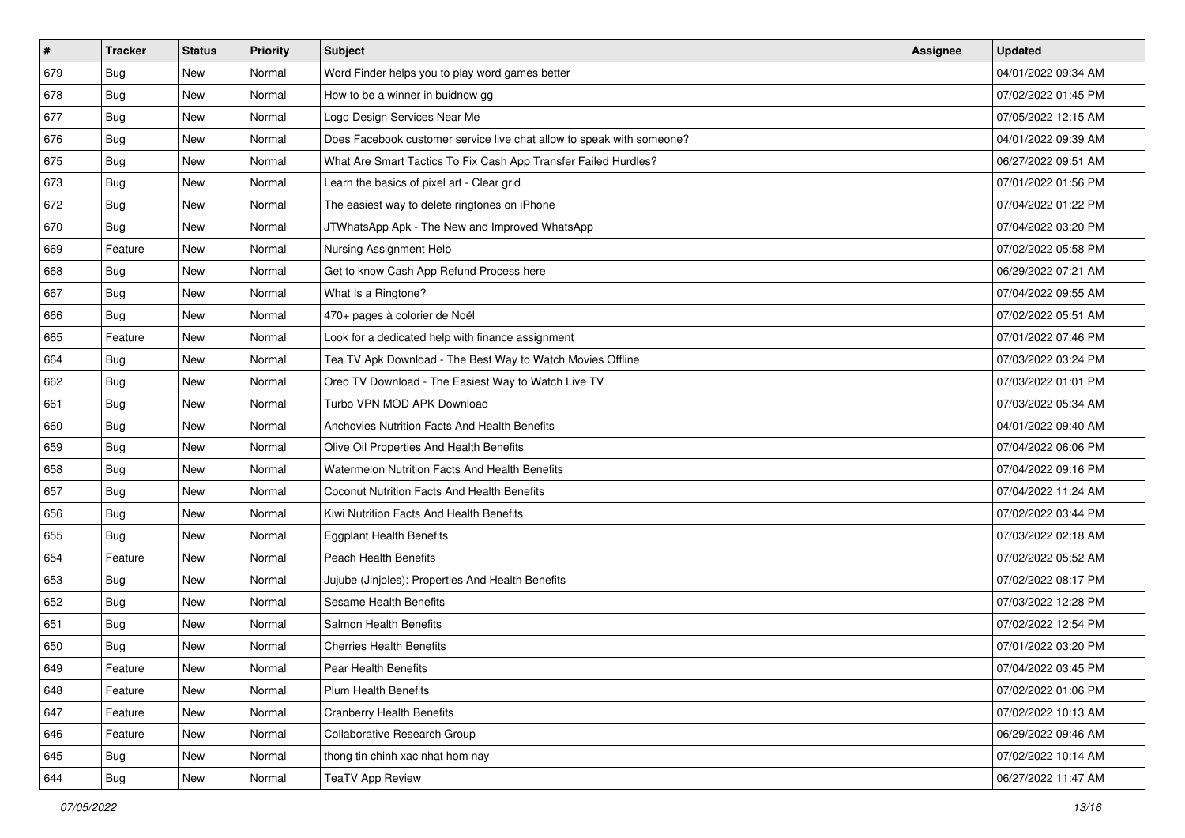| # | Tracker | Status | Priority | Subject | Assignee | Updated |
|---|---|---|---|---|---|---|
| 679 | Bug | New | Normal | Word Finder helps you to play word games better | | 04/01/2022 09:34 AM |
| 678 | Bug | New | Normal | How to be a winner in buidnow gg | | 07/02/2022 01:45 PM |
| 677 | Bug | New | Normal | Logo Design Services Near Me | | 07/05/2022 12:15 AM |
| 676 | Bug | New | Normal | Does Facebook customer service live chat allow to speak with someone? | | 04/01/2022 09:39 AM |
| 675 | Bug | New | Normal | What Are Smart Tactics To Fix Cash App Transfer Failed Hurdles? | | 06/27/2022 09:51 AM |
| 673 | Bug | New | Normal | Learn the basics of pixel art - Clear grid | | 07/01/2022 01:56 PM |
| 672 | Bug | New | Normal | The easiest way to delete ringtones on iPhone | | 07/04/2022 01:22 PM |
| 670 | Bug | New | Normal | JTWhatsApp Apk - The New and Improved WhatsApp | | 07/04/2022 03:20 PM |
| 669 | Feature | New | Normal | Nursing Assignment Help | | 07/02/2022 05:58 PM |
| 668 | Bug | New | Normal | Get to know Cash App Refund Process here | | 06/29/2022 07:21 AM |
| 667 | Bug | New | Normal | What Is a Ringtone? | | 07/04/2022 09:55 AM |
| 666 | Bug | New | Normal | 470+ pages à colorier de Noël | | 07/02/2022 05:51 AM |
| 665 | Feature | New | Normal | Look for a dedicated help with finance assignment | | 07/01/2022 07:46 PM |
| 664 | Bug | New | Normal | Tea TV Apk Download - The Best Way to Watch Movies Offline | | 07/03/2022 03:24 PM |
| 662 | Bug | New | Normal | Oreo TV Download - The Easiest Way to Watch Live TV | | 07/03/2022 01:01 PM |
| 661 | Bug | New | Normal | Turbo VPN MOD APK Download | | 07/03/2022 05:34 AM |
| 660 | Bug | New | Normal | Anchovies Nutrition Facts And Health Benefits | | 04/01/2022 09:40 AM |
| 659 | Bug | New | Normal | Olive Oil Properties And Health Benefits | | 07/04/2022 06:06 PM |
| 658 | Bug | New | Normal | Watermelon Nutrition Facts And Health Benefits | | 07/04/2022 09:16 PM |
| 657 | Bug | New | Normal | Coconut Nutrition Facts And Health Benefits | | 07/04/2022 11:24 AM |
| 656 | Bug | New | Normal | Kiwi Nutrition Facts And Health Benefits | | 07/02/2022 03:44 PM |
| 655 | Bug | New | Normal | Eggplant Health Benefits | | 07/03/2022 02:18 AM |
| 654 | Feature | New | Normal | Peach Health Benefits | | 07/02/2022 05:52 AM |
| 653 | Bug | New | Normal | Jujube (Jinjoles): Properties And Health Benefits | | 07/02/2022 08:17 PM |
| 652 | Bug | New | Normal | Sesame Health Benefits | | 07/03/2022 12:28 PM |
| 651 | Bug | New | Normal | Salmon Health Benefits | | 07/02/2022 12:54 PM |
| 650 | Bug | New | Normal | Cherries Health Benefits | | 07/01/2022 03:20 PM |
| 649 | Feature | New | Normal | Pear Health Benefits | | 07/04/2022 03:45 PM |
| 648 | Feature | New | Normal | Plum Health Benefits | | 07/02/2022 01:06 PM |
| 647 | Feature | New | Normal | Cranberry Health Benefits | | 07/02/2022 10:13 AM |
| 646 | Feature | New | Normal | Collaborative Research Group | | 06/29/2022 09:46 AM |
| 645 | Bug | New | Normal | thong tin chinh xac nhat hom nay | | 07/02/2022 10:14 AM |
| 644 | Bug | New | Normal | TeaTV App Review | | 06/27/2022 11:47 AM |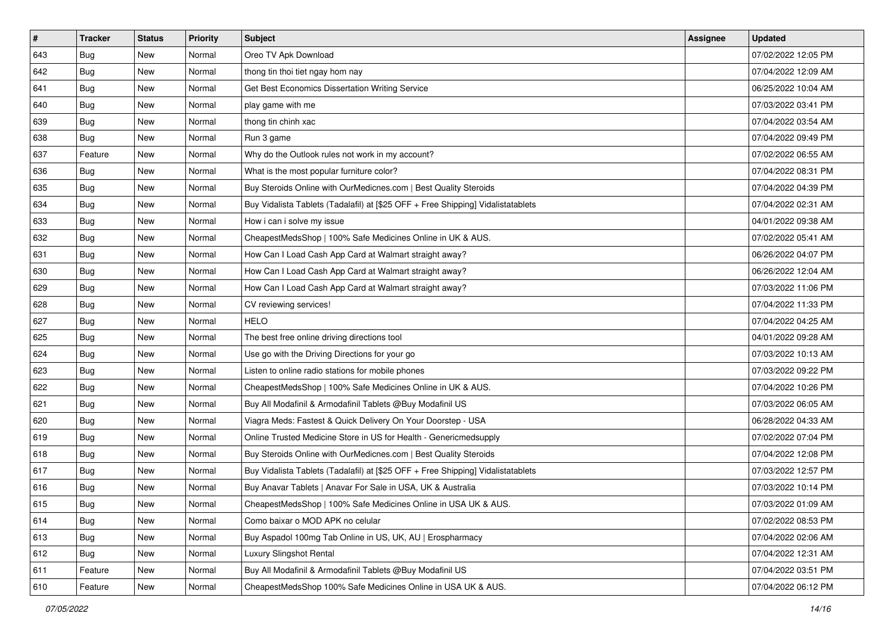| # | Tracker | Status | Priority | Subject | Assignee | Updated |
|---|---|---|---|---|---|---|
| 643 | Bug | New | Normal | Oreo TV Apk Download | | 07/02/2022 12:05 PM |
| 642 | Bug | New | Normal | thong tin thoi tiet ngay hom nay | | 07/04/2022 12:09 AM |
| 641 | Bug | New | Normal | Get Best Economics Dissertation Writing Service | | 06/25/2022 10:04 AM |
| 640 | Bug | New | Normal | play game with me | | 07/03/2022 03:41 PM |
| 639 | Bug | New | Normal | thong tin chinh xac | | 07/04/2022 03:54 AM |
| 638 | Bug | New | Normal | Run 3 game | | 07/04/2022 09:49 PM |
| 637 | Feature | New | Normal | Why do the Outlook rules not work in my account? | | 07/02/2022 06:55 AM |
| 636 | Bug | New | Normal | What is the most popular furniture color? | | 07/04/2022 08:31 PM |
| 635 | Bug | New | Normal | Buy Steroids Online with OurMedicnes.com \| Best Quality Steroids | | 07/04/2022 04:39 PM |
| 634 | Bug | New | Normal | Buy Vidalista Tablets (Tadalafil) at [$25 OFF + Free Shipping] Vidalistatablets | | 07/04/2022 02:31 AM |
| 633 | Bug | New | Normal | How i can i solve my issue | | 04/01/2022 09:38 AM |
| 632 | Bug | New | Normal | CheapestMedsShop \| 100% Safe Medicines Online in UK & AUS. | | 07/02/2022 05:41 AM |
| 631 | Bug | New | Normal | How Can I Load Cash App Card at Walmart straight away? | | 06/26/2022 04:07 PM |
| 630 | Bug | New | Normal | How Can I Load Cash App Card at Walmart straight away? | | 06/26/2022 12:04 AM |
| 629 | Bug | New | Normal | How Can I Load Cash App Card at Walmart straight away? | | 07/03/2022 11:06 PM |
| 628 | Bug | New | Normal | CV reviewing services! | | 07/04/2022 11:33 PM |
| 627 | Bug | New | Normal | HELO | | 07/04/2022 04:25 AM |
| 625 | Bug | New | Normal | The best free online driving directions tool | | 04/01/2022 09:28 AM |
| 624 | Bug | New | Normal | Use go with the Driving Directions for your go | | 07/03/2022 10:13 AM |
| 623 | Bug | New | Normal | Listen to online radio stations for mobile phones | | 07/03/2022 09:22 PM |
| 622 | Bug | New | Normal | CheapestMedsShop \| 100% Safe Medicines Online in UK & AUS. | | 07/04/2022 10:26 PM |
| 621 | Bug | New | Normal | Buy All Modafinil & Armodafinil Tablets @Buy Modafinil US | | 07/03/2022 06:05 AM |
| 620 | Bug | New | Normal | Viagra Meds: Fastest & Quick Delivery On Your Doorstep - USA | | 06/28/2022 04:33 AM |
| 619 | Bug | New | Normal | Online Trusted Medicine Store in US for Health - Genericmedsupply | | 07/02/2022 07:04 PM |
| 618 | Bug | New | Normal | Buy Steroids Online with OurMedicnes.com \| Best Quality Steroids | | 07/04/2022 12:08 PM |
| 617 | Bug | New | Normal | Buy Vidalista Tablets (Tadalafil) at [$25 OFF + Free Shipping] Vidalistatablets | | 07/03/2022 12:57 PM |
| 616 | Bug | New | Normal | Buy Anavar Tablets \| Anavar For Sale in USA, UK & Australia | | 07/03/2022 10:14 PM |
| 615 | Bug | New | Normal | CheapestMedsShop \| 100% Safe Medicines Online in USA UK & AUS. | | 07/03/2022 01:09 AM |
| 614 | Bug | New | Normal | Como baixar o MOD APK no celular | | 07/02/2022 08:53 PM |
| 613 | Bug | New | Normal | Buy Aspadol 100mg Tab Online in US, UK, AU \| Erospharmacy | | 07/04/2022 02:06 AM |
| 612 | Bug | New | Normal | Luxury Slingshot Rental | | 07/04/2022 12:31 AM |
| 611 | Feature | New | Normal | Buy All Modafinil & Armodafinil Tablets @Buy Modafinil US | | 07/04/2022 03:51 PM |
| 610 | Feature | New | Normal | CheapestMedsShop 100% Safe Medicines Online in USA UK & AUS. | | 07/04/2022 06:12 PM |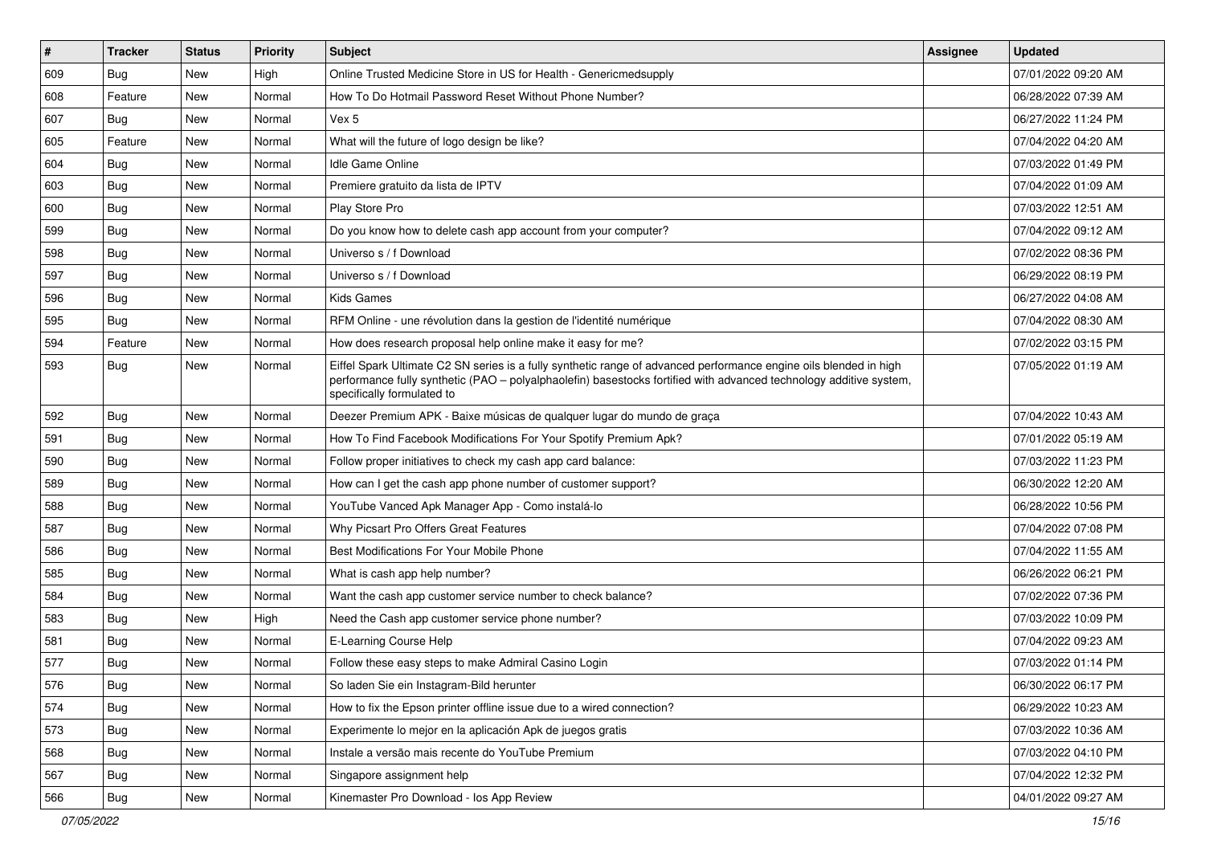| # | Tracker | Status | Priority | Subject | Assignee | Updated |
|---|---|---|---|---|---|---|
| 609 | Bug | New | High | Online Trusted Medicine Store in US for Health - Genericmedsupply | | 07/01/2022 09:20 AM |
| 608 | Feature | New | Normal | How To Do Hotmail Password Reset Without Phone Number? | | 06/28/2022 07:39 AM |
| 607 | Bug | New | Normal | Vex 5 | | 06/27/2022 11:24 PM |
| 605 | Feature | New | Normal | What will the future of logo design be like? | | 07/04/2022 04:20 AM |
| 604 | Bug | New | Normal | Idle Game Online | | 07/03/2022 01:49 PM |
| 603 | Bug | New | Normal | Premiere gratuito da lista de IPTV | | 07/04/2022 01:09 AM |
| 600 | Bug | New | Normal | Play Store Pro | | 07/03/2022 12:51 AM |
| 599 | Bug | New | Normal | Do you know how to delete cash app account from your computer? | | 07/04/2022 09:12 AM |
| 598 | Bug | New | Normal | Universo s / f Download | | 07/02/2022 08:36 PM |
| 597 | Bug | New | Normal | Universo s / f Download | | 06/29/2022 08:19 PM |
| 596 | Bug | New | Normal | Kids Games | | 06/27/2022 04:08 AM |
| 595 | Bug | New | Normal | RFM Online - une révolution dans la gestion de l'identité numérique | | 07/04/2022 08:30 AM |
| 594 | Feature | New | Normal | How does research proposal help online make it easy for me? | | 07/02/2022 03:15 PM |
| 593 | Bug | New | Normal | Eiffel Spark Ultimate C2 SN series is a fully synthetic range of advanced performance engine oils blended in high performance fully synthetic (PAO – polyalphaolefin) basestocks fortified with advanced technology additive system, specifically formulated to | | 07/05/2022 01:19 AM |
| 592 | Bug | New | Normal | Deezer Premium APK - Baixe músicas de qualquer lugar do mundo de graça | | 07/04/2022 10:43 AM |
| 591 | Bug | New | Normal | How To Find Facebook Modifications For Your Spotify Premium Apk? | | 07/01/2022 05:19 AM |
| 590 | Bug | New | Normal | Follow proper initiatives to check my cash app card balance: | | 07/03/2022 11:23 PM |
| 589 | Bug | New | Normal | How can I get the cash app phone number of customer support? | | 06/30/2022 12:20 AM |
| 588 | Bug | New | Normal | YouTube Vanced Apk Manager App - Como instalá-lo | | 06/28/2022 10:56 PM |
| 587 | Bug | New | Normal | Why Picsart Pro Offers Great Features | | 07/04/2022 07:08 PM |
| 586 | Bug | New | Normal | Best Modifications For Your Mobile Phone | | 07/04/2022 11:55 AM |
| 585 | Bug | New | Normal | What is cash app help number? | | 06/26/2022 06:21 PM |
| 584 | Bug | New | Normal | Want the cash app customer service number to check balance? | | 07/02/2022 07:36 PM |
| 583 | Bug | New | High | Need the Cash app customer service phone number? | | 07/03/2022 10:09 PM |
| 581 | Bug | New | Normal | E-Learning Course Help | | 07/04/2022 09:23 AM |
| 577 | Bug | New | Normal | Follow these easy steps to make Admiral Casino Login | | 07/03/2022 01:14 PM |
| 576 | Bug | New | Normal | So laden Sie ein Instagram-Bild herunter | | 06/30/2022 06:17 PM |
| 574 | Bug | New | Normal | How to fix the Epson printer offline issue due to a wired connection? | | 06/29/2022 10:23 AM |
| 573 | Bug | New | Normal | Experimente lo mejor en la aplicación Apk de juegos gratis | | 07/03/2022 10:36 AM |
| 568 | Bug | New | Normal | Instale a versão mais recente do YouTube Premium | | 07/03/2022 04:10 PM |
| 567 | Bug | New | Normal | Singapore assignment help | | 07/04/2022 12:32 PM |
| 566 | Bug | New | Normal | Kinemaster Pro Download - Ios App Review | | 04/01/2022 09:27 AM |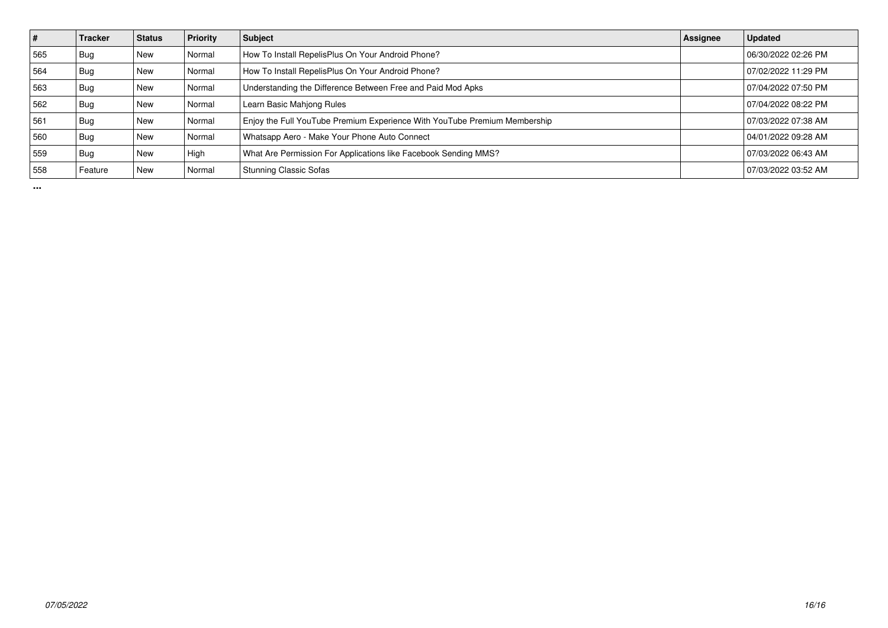| # | Tracker | Status | Priority | Subject | Assignee | Updated |
|---|---|---|---|---|---|---|
| 565 | Bug | New | Normal | How To Install RepelisPlus On Your Android Phone? | | 06/30/2022 02:26 PM |
| 564 | Bug | New | Normal | How To Install RepelisPlus On Your Android Phone? | | 07/02/2022 11:29 PM |
| 563 | Bug | New | Normal | Understanding the Difference Between Free and Paid Mod Apks | | 07/04/2022 07:50 PM |
| 562 | Bug | New | Normal | Learn Basic Mahjong Rules | | 07/04/2022 08:22 PM |
| 561 | Bug | New | Normal | Enjoy the Full YouTube Premium Experience With YouTube Premium Membership | | 07/03/2022 07:38 AM |
| 560 | Bug | New | Normal | Whatsapp Aero - Make Your Phone Auto Connect | | 04/01/2022 09:28 AM |
| 559 | Bug | New | High | What Are Permission For Applications like Facebook Sending MMS? | | 07/03/2022 06:43 AM |
| 558 | Feature | New | Normal | Stunning Classic Sofas | | 07/03/2022 03:52 AM |

...